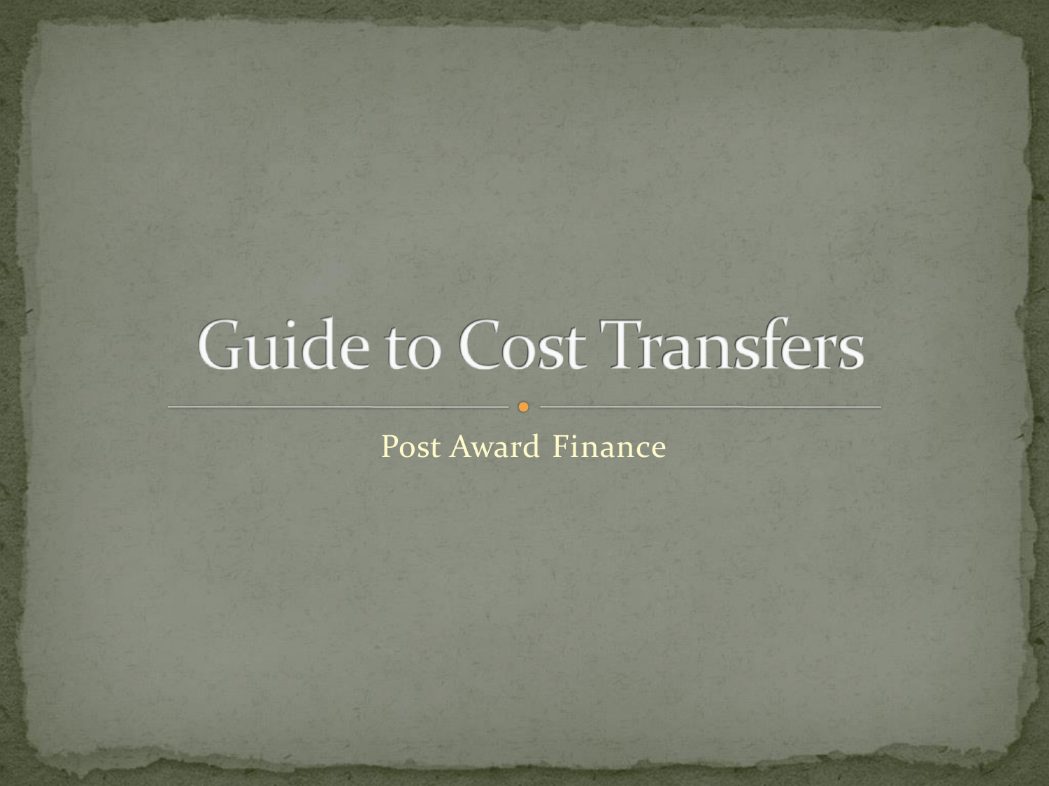# Guide to Cost Transfers

Post Award Finance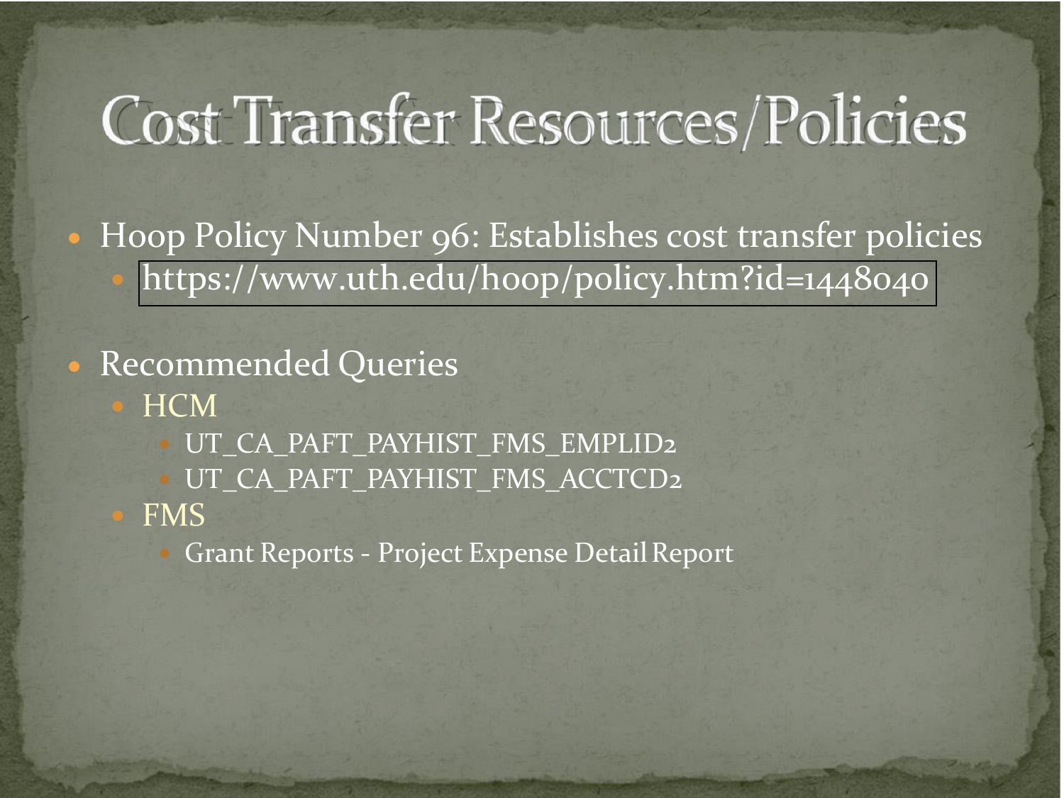# Cost Transfer Resources/Policies

- Hoop Policy Number 96: Establishes cost transfer policies
  - https://www.uth.edu/hoop/policy.htm?id=1448040
- Recommended Queries
  - HCM
    - UT_CA_PAFT_PAYHIST_FMS_EMPLID2
    - UT_CA_PAFT_PAYHIST_FMS_ACCTCD2
  - FMS
    - Grant Reports - Project Expense Detail Report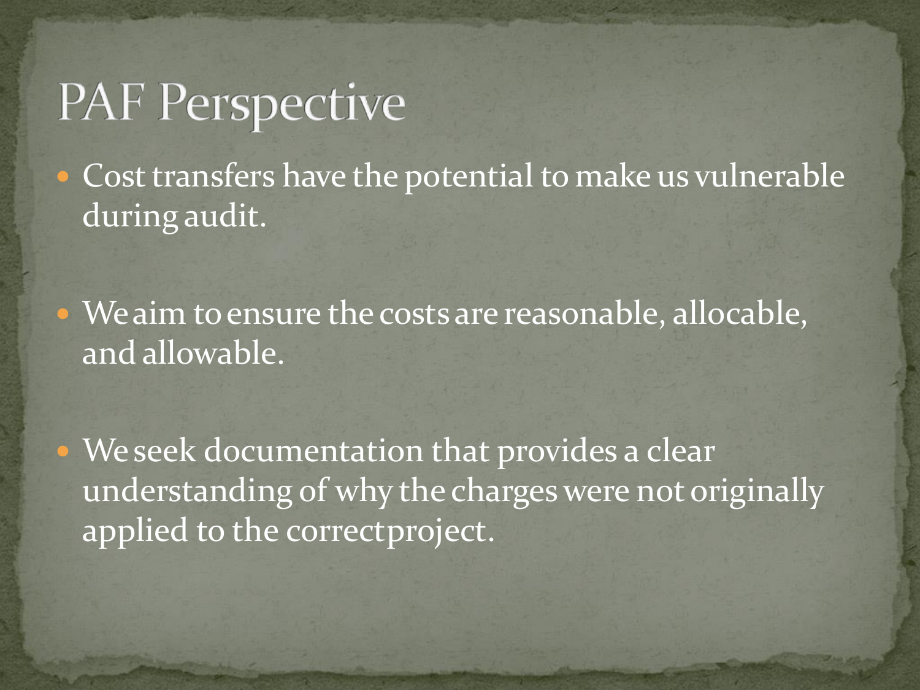# PAF Perspective

- Cost transfers have the potential to make us vulnerable during audit.
- We aim to ensure the costs are reasonable, allocable, and allowable.
- We seek documentation that provides a clear understanding of why the charges were not originally applied to the correct project.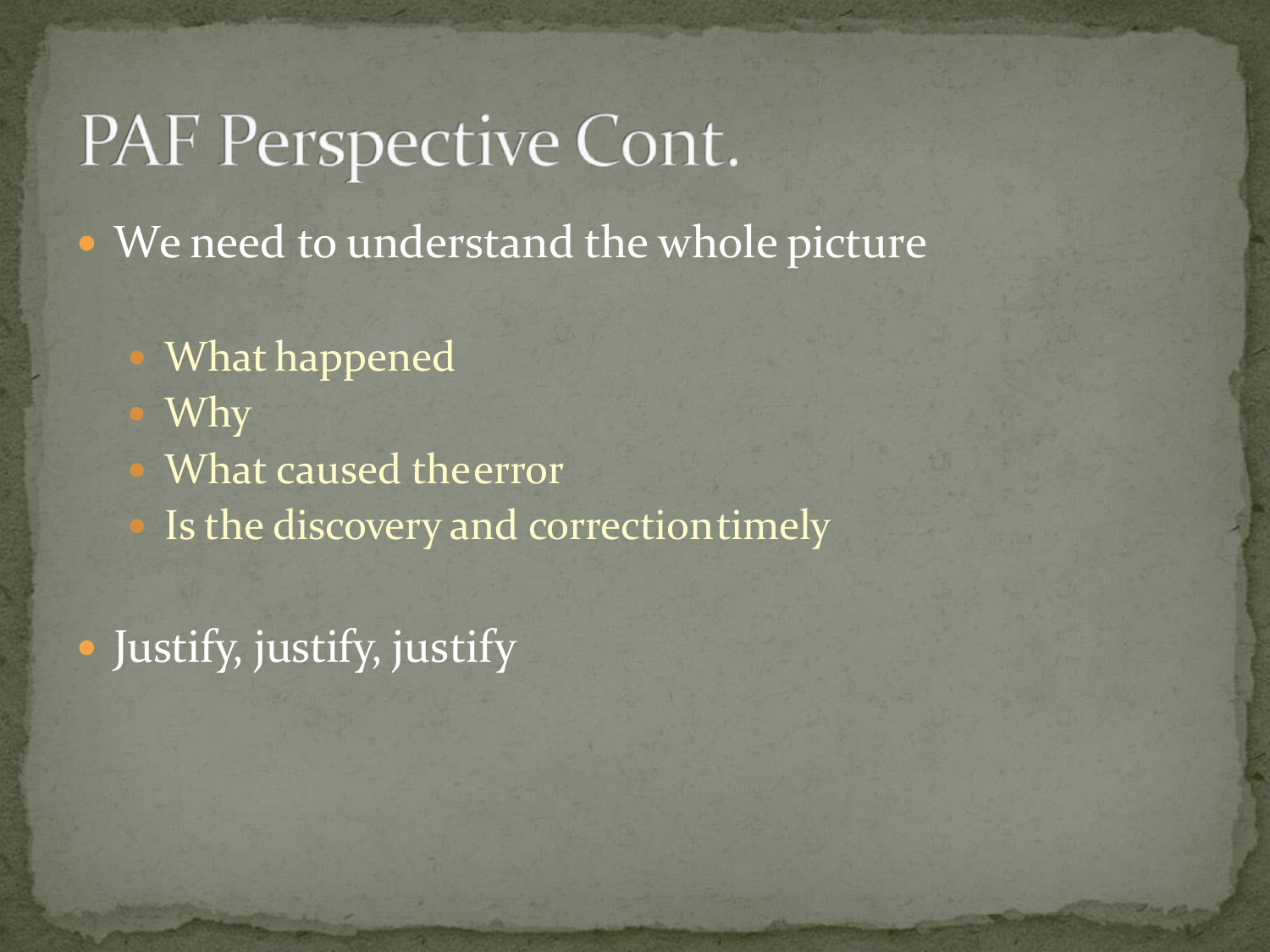# PAF Perspective Cont.

- We need to understand the whole picture
  - What happened
  - Why
  - What caused the error
  - Is the discovery and correction timely
- Justify, justify, justify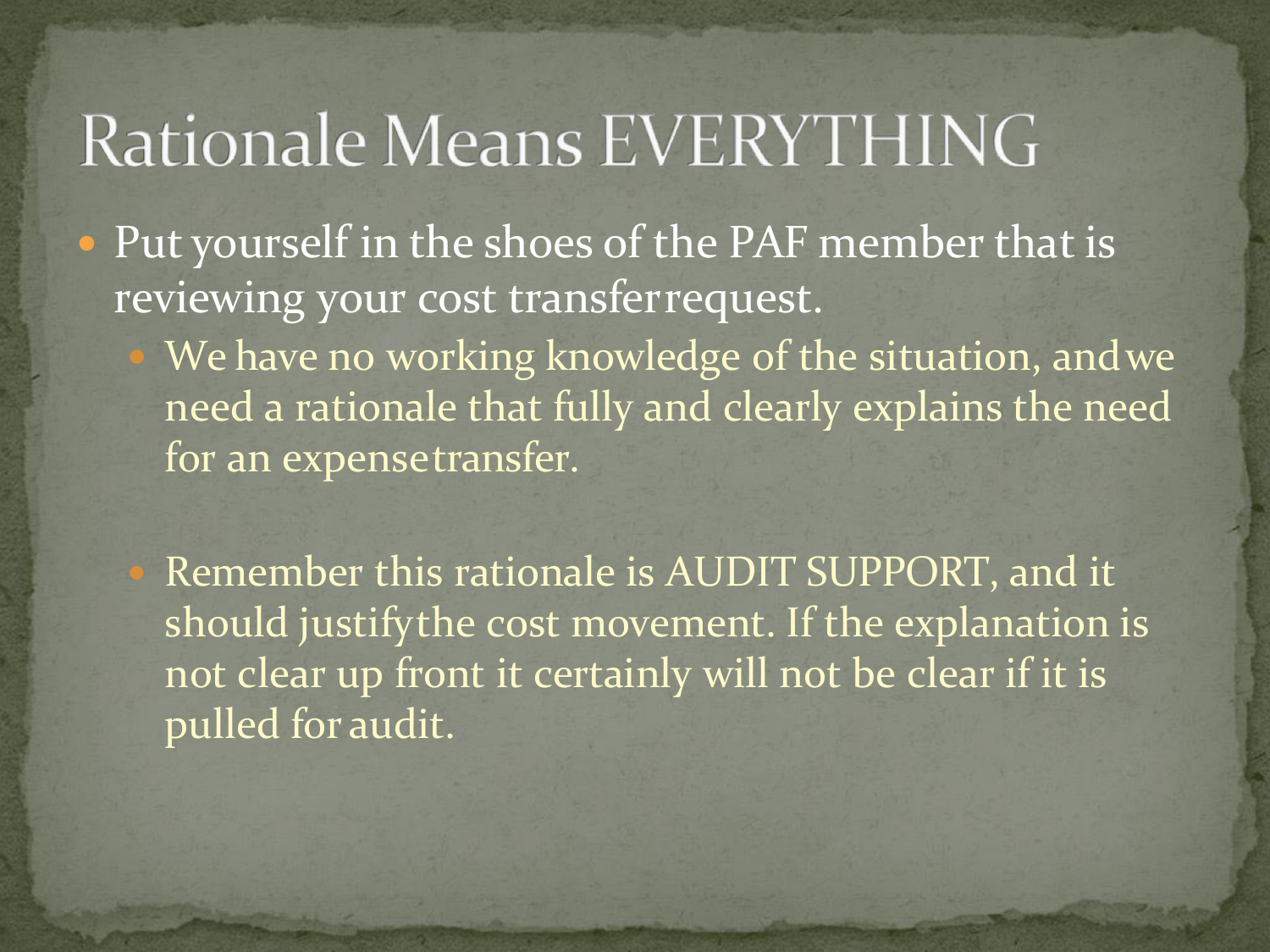# Rationale Means EVERYTHING

- Put yourself in the shoes of the PAF member that is reviewing your cost transfer request.
  - We have no working knowledge of the situation, and we need a rationale that fully and clearly explains the need for an expense transfer.
  - Remember this rationale is AUDIT SUPPORT, and it should justify the cost movement. If the explanation is not clear up front it certainly will not be clear if it is pulled for audit.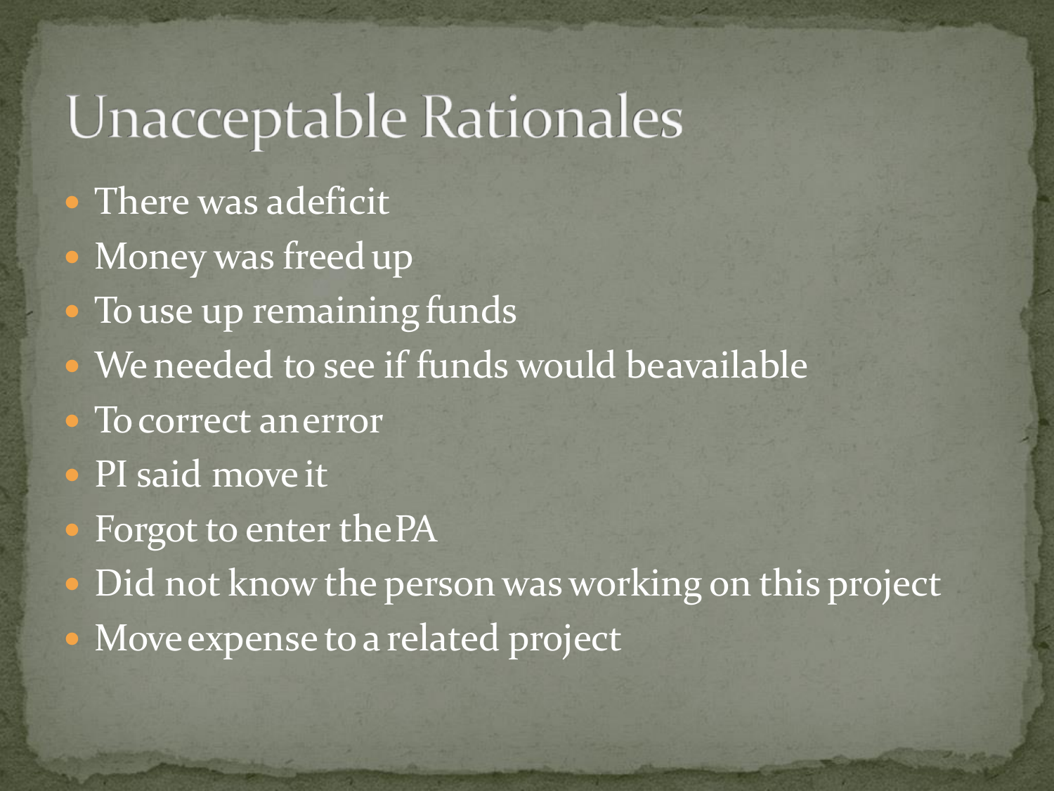# Unacceptable Rationales

- There was a deficit
- Money was freed up
- To use up remaining funds
- We needed to see if funds would be available
- To correct an error
- PI said move it
- Forgot to enter the PA
- Did not know the person was working on this project
- Move expense to a related project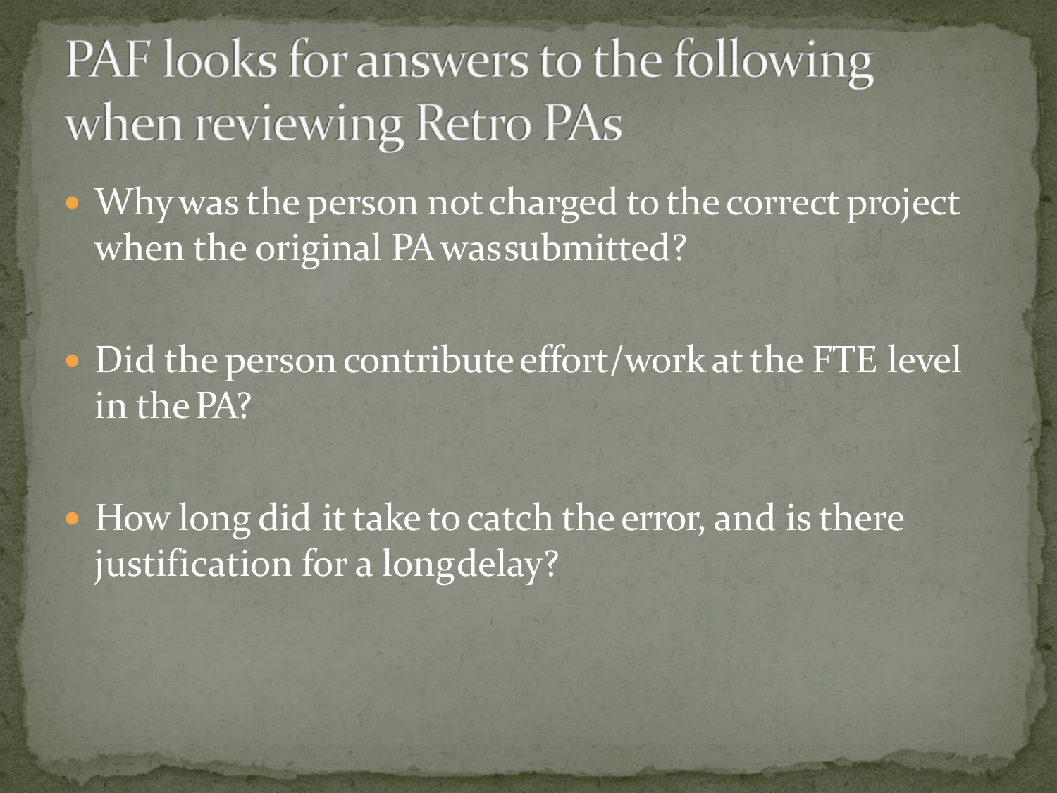# PAF looks for answers to the following when reviewing Retro PAs

- Why was the person not charged to the correct project when the original PA wassubmitted?
- Did the person contribute effort/work at the FTE level in the PA?
- How long did it take to catch the error, and is there justification for a longdelay?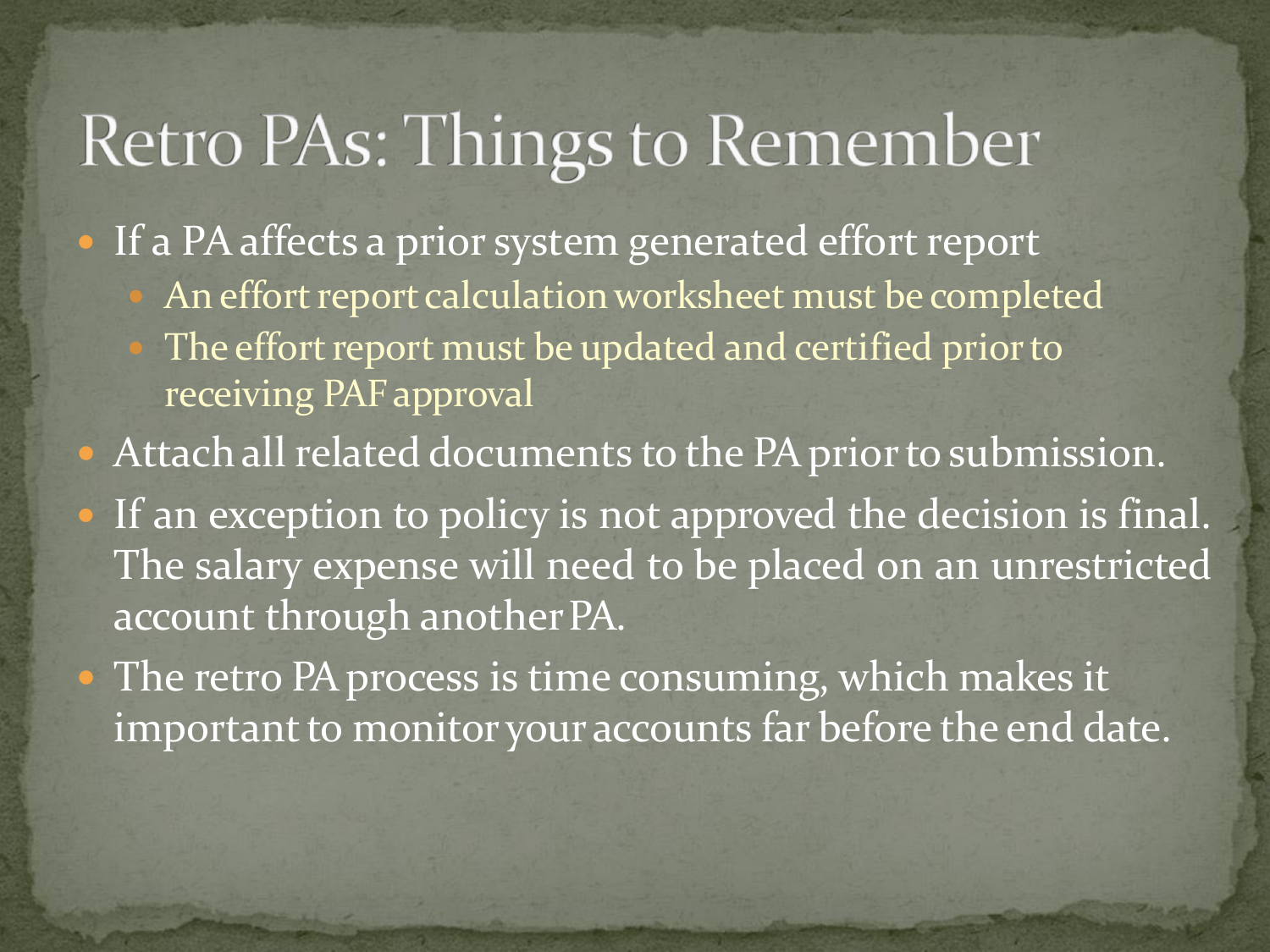# Retro PAs: Things to Remember

- If a PA affects a prior system generated effort report
  - An effort report calculation worksheet must be completed
  - The effort report must be updated and certified prior to receiving PAF approval
- Attach all related documents to the PA prior to submission.
- If an exception to policy is not approved the decision is final. The salary expense will need to be placed on an unrestricted account through another PA.
- The retro PA process is time consuming, which makes it important to monitor your accounts far before the end date.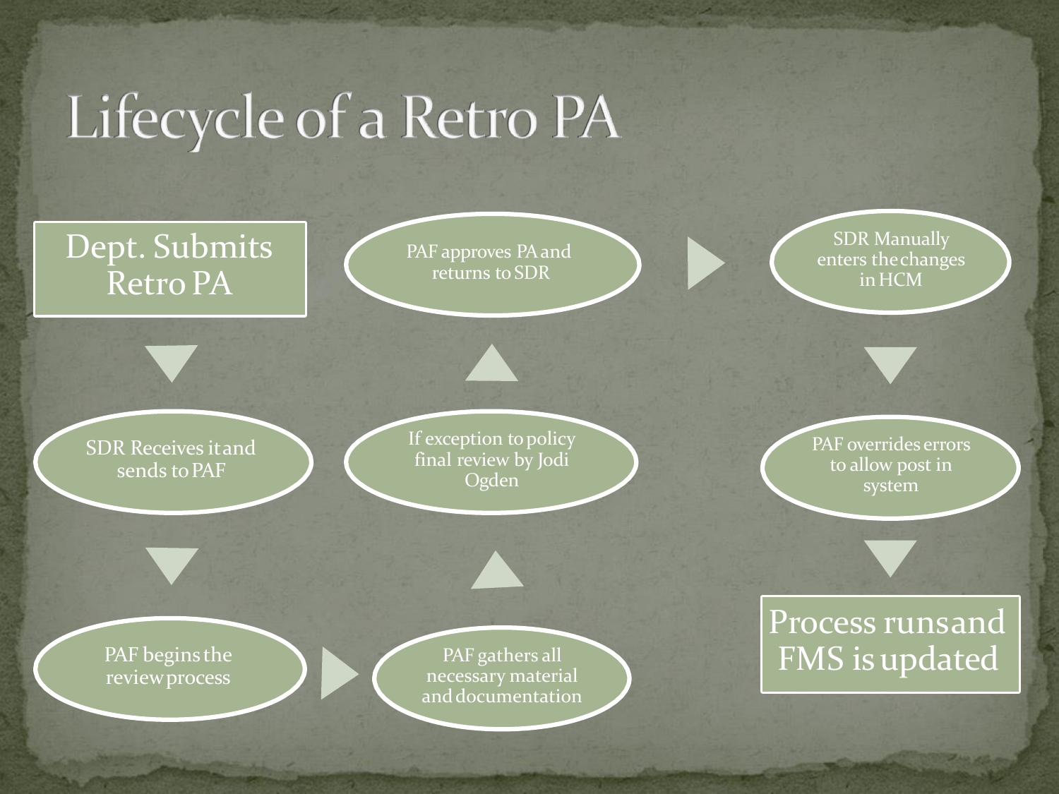# Lifecycle of a Retro PA

1. Dept. Submits Retro PA
2. SDR Receives it and sends to PAF
3. PAF begins the review process
4. PAF gathers all necessary material and documentation
5. If exception to policy final review by Jodi Ogden
6. PAF approves PA and returns to SDR
7. SDR Manually enters the changes in HCM
8. PAF overrides errors to allow post in system
9. Process runs and FMS is updated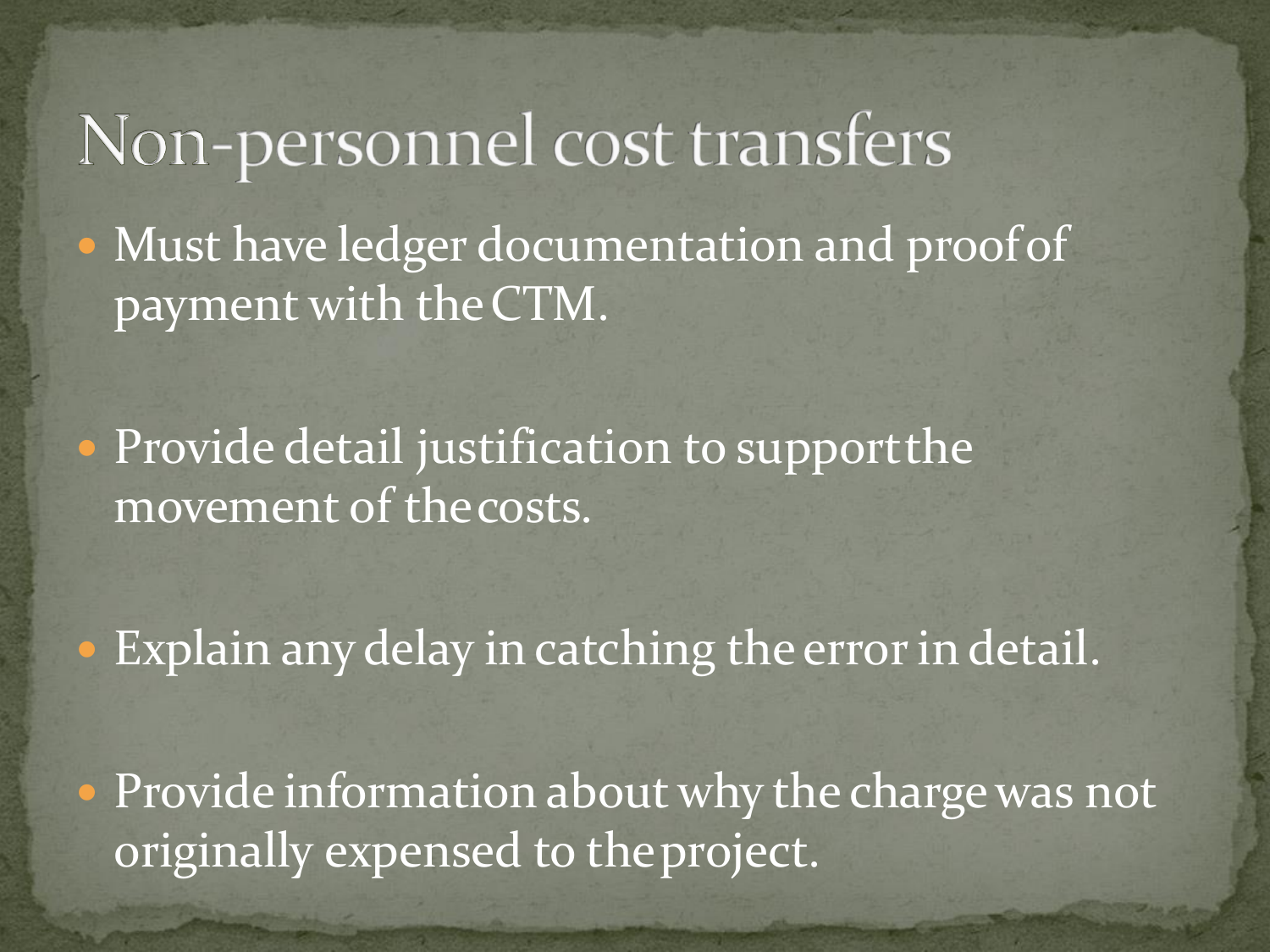# Non-personnel cost transfers

- Must have ledger documentation and proof of payment with the CTM.
- Provide detail justification to support the movement of the costs.
- Explain any delay in catching the error in detail.
- Provide information about why the charge was not originally expensed to the project.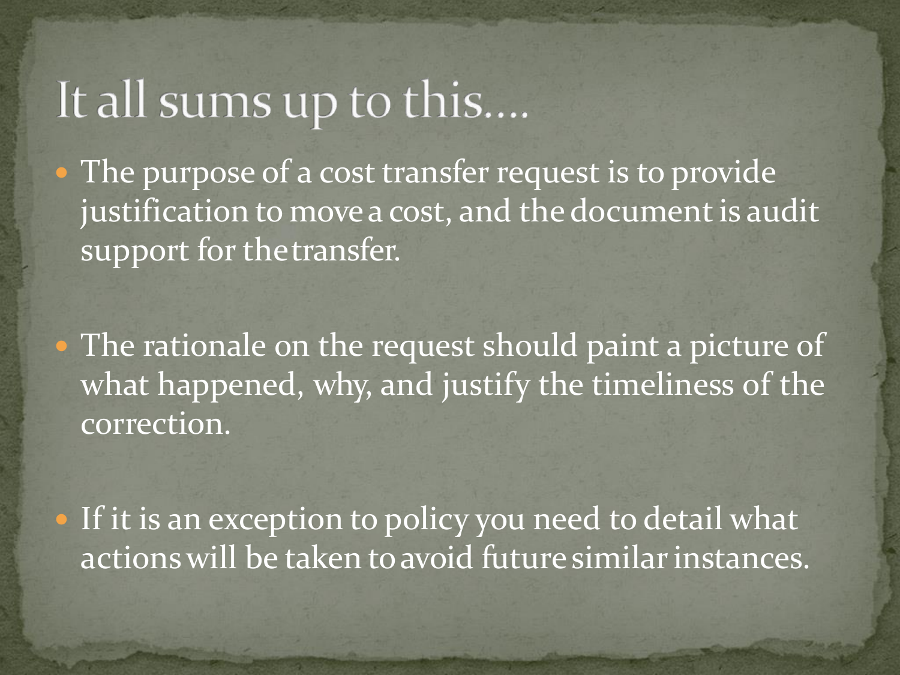# It all sums up to this….

- The purpose of a cost transfer request is to provide justification to move a cost, and the document is audit support for the transfer.

- The rationale on the request should paint a picture of what happened, why, and justify the timeliness of the correction.

- If it is an exception to policy you need to detail what actions will be taken to avoid future similar instances.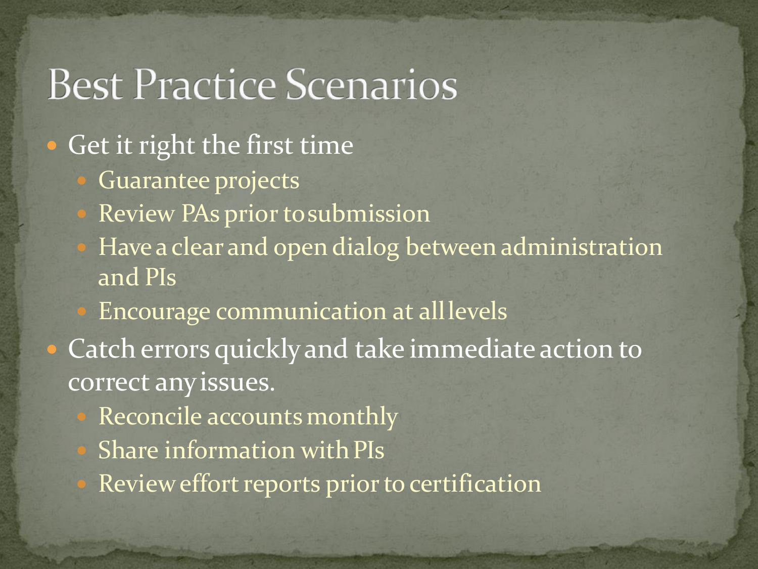# Best Practice Scenarios

- Get it right the first time
  - Guarantee projects
  - Review PAs prior to submission
  - Have a clear and open dialog between administration and PIs
  - Encourage communication at all levels
- Catch errors quickly and take immediate action to correct any issues.
  - Reconcile accounts monthly
  - Share information with PIs
  - Review effort reports prior to certification